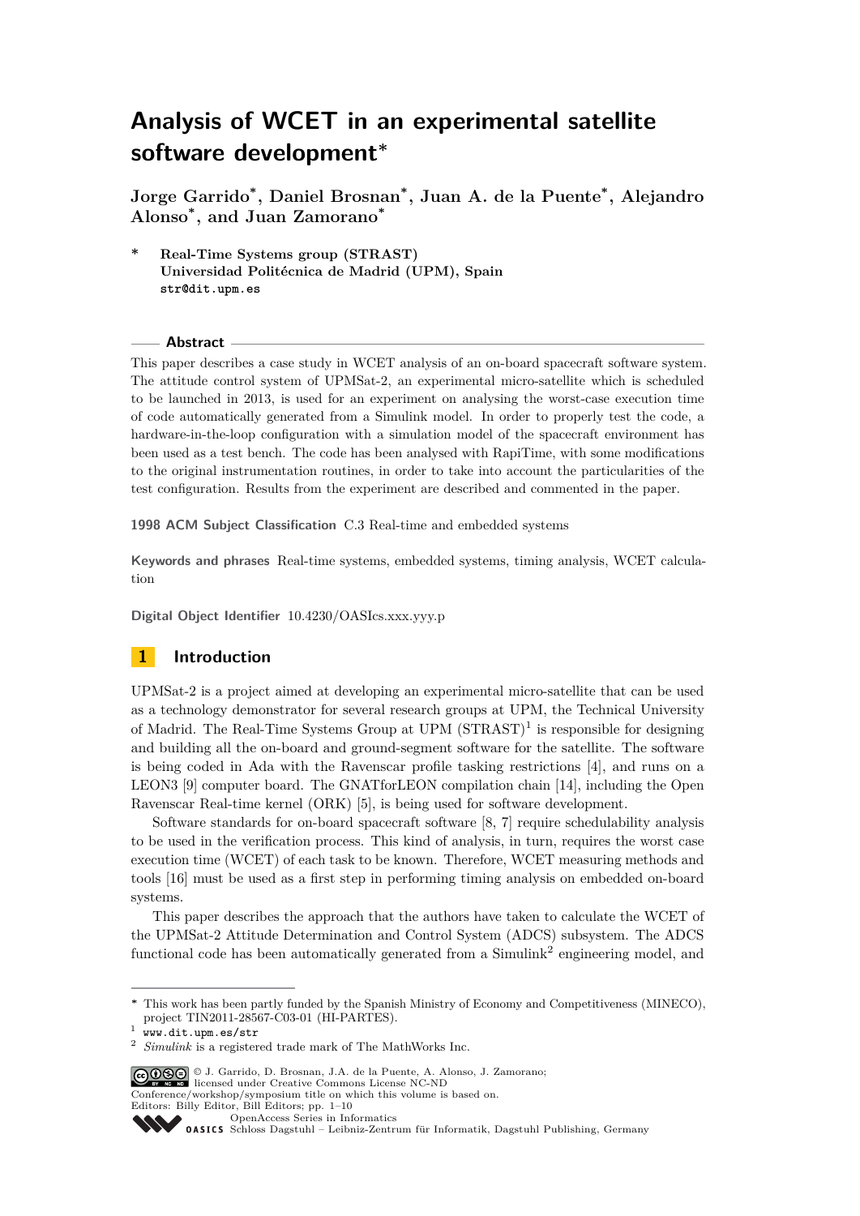# Analysis of WCET in an experimental satellite software development*

**Jorge Garrido*, Daniel Brosnan*, Juan A. de la Puente*, Alejandro Alonso*, and Juan Zamorano***

\* **Real-Time Systems group (STRAST)**
**Universidad Politécnica de Madrid (UPM), Spain**
**str@dit.upm.es**

## Abstract

This paper describes a case study in WCET analysis of an on-board spacecraft software system. The attitude control system of UPMSat-2, an experimental micro-satellite which is scheduled to be launched in 2013, is used for an experiment on analysing the worst-case execution time of code automatically generated from a Simulink model. In order to properly test the code, a hardware-in-the-loop configuration with a simulation model of the spacecraft environment has been used as a test bench. The code has been analysed with RapiTime, with some modifications to the original instrumentation routines, in order to take into account the particularities of the test configuration. Results from the experiment are described and commented in the paper.

**1998 ACM Subject Classification** C.3 Real-time and embedded systems

**Keywords and phrases** Real-time systems, embedded systems, timing analysis, WCET calculation

**Digital Object Identifier** 10.4230/OASIcs.xxx.yyy.p

## 1 Introduction

UPMSat-2 is a project aimed at developing an experimental micro-satellite that can be used as a technology demonstrator for several research groups at UPM, the Technical University of Madrid. The Real-Time Systems Group at UPM (STRAST)[1] is responsible for designing and building all the on-board and ground-segment software for the satellite. The software is being coded in Ada with the Ravenscar profile tasking restrictions [4], and runs on a LEON3 [9] computer board. The GNATforLEON compilation chain [14], including the Open Ravenscar Real-time kernel (ORK) [5], is being used for software development.

Software standards for on-board spacecraft software [8, 7] require schedulability analysis to be used in the verification process. This kind of analysis, in turn, requires the worst case execution time (WCET) of each task to be known. Therefore, WCET measuring methods and tools [16] must be used as a first step in performing timing analysis on embedded on-board systems.

This paper describes the approach that the authors have taken to calculate the WCET of the UPMSat-2 Attitude Determination and Control System (ADCS) subsystem. The ADCS functional code has been automatically generated from a Simulink[2] engineering model, and

---

\* This work has been partly funded by the Spanish Ministry of Economy and Competitiveness (MINECO), project TIN2011-28567-C03-01 (HI-PARTES).

[1] www.dit.upm.es/str

[2] *Simulink* is a registered trade mark of The MathWorks Inc.

© J. Garrido, D. Brosnan, J.A. de la Puente, A. Alonso, J. Zamorano;
licensed under Creative Commons License NC-ND
Conference/workshop/symposium title on which this volume is based on.
Editors: Billy Editor, Bill Editors; pp. 1–10
OpenAccess Series in Informatics
OASICS Schloss Dagstuhl – Leibniz-Zentrum für Informatik, Dagstuhl Publishing, Germany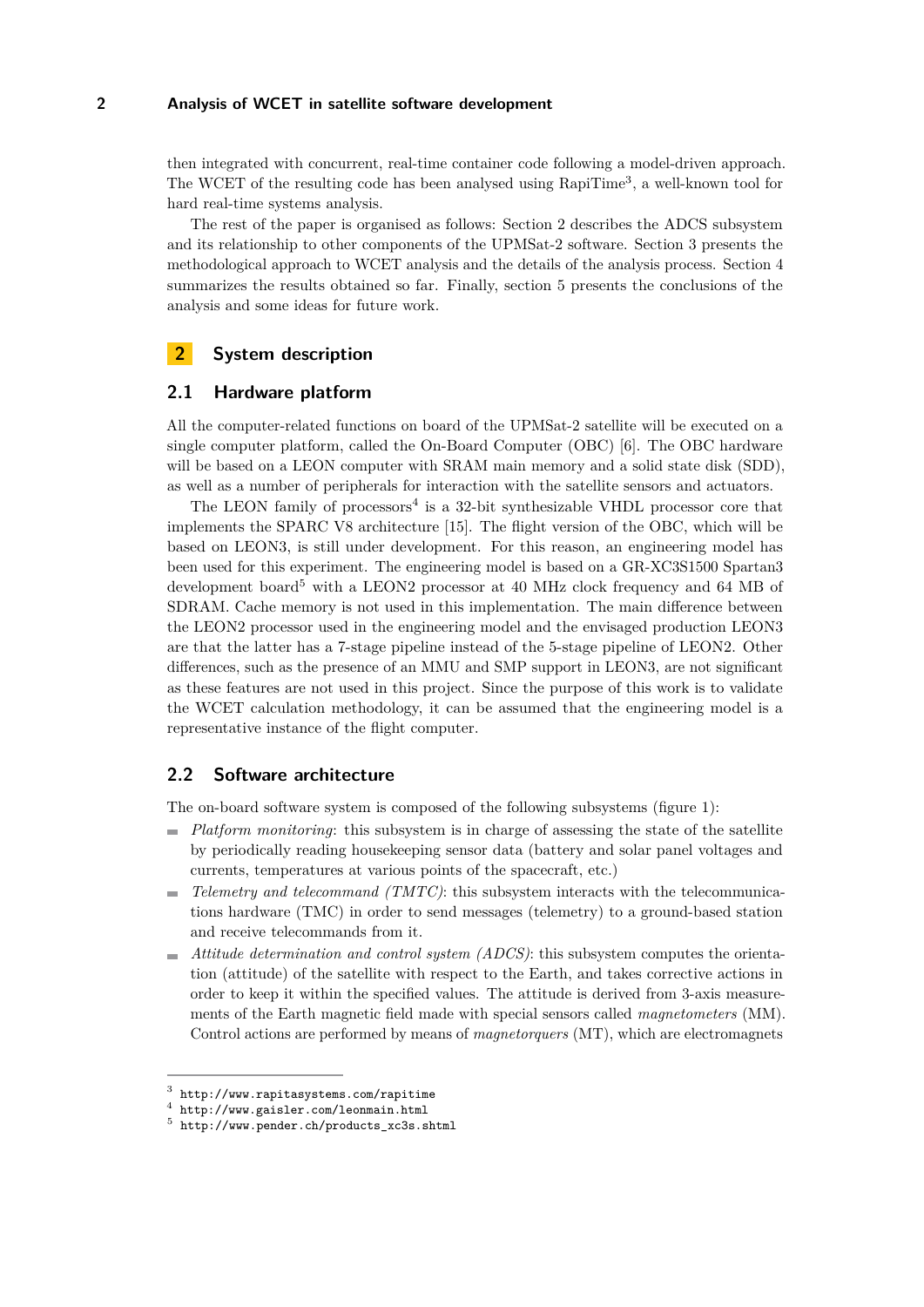then integrated with concurrent, real-time container code following a model-driven approach. The WCET of the resulting code has been analysed using RapiTime[3], a well-known tool for hard real-time systems analysis.

The rest of the paper is organised as follows: Section 2 describes the ADCS subsystem and its relationship to other components of the UPMSat-2 software. Section 3 presents the methodological approach to WCET analysis and the details of the analysis process. Section 4 summarizes the results obtained so far. Finally, section 5 presents the conclusions of the analysis and some ideas for future work.

## 2 System description

### 2.1 Hardware platform

All the computer-related functions on board of the UPMSat-2 satellite will be executed on a single computer platform, called the On-Board Computer (OBC) [6]. The OBC hardware will be based on a LEON computer with SRAM main memory and a solid state disk (SDD), as well as a number of peripherals for interaction with the satellite sensors and actuators.

The LEON family of processors[4] is a 32-bit synthesizable VHDL processor core that implements the SPARC V8 architecture [15]. The flight version of the OBC, which will be based on LEON3, is still under development. For this reason, an engineering model has been used for this experiment. The engineering model is based on a GR-XC3S1500 Spartan3 development board[5] with a LEON2 processor at 40 MHz clock frequency and 64 MB of SDRAM. Cache memory is not used in this implementation. The main difference between the LEON2 processor used in the engineering model and the envisaged production LEON3 are that the latter has a 7-stage pipeline instead of the 5-stage pipeline of LEON2. Other differences, such as the presence of an MMU and SMP support in LEON3, are not significant as these features are not used in this project. Since the purpose of this work is to validate the WCET calculation methodology, it can be assumed that the engineering model is a representative instance of the flight computer.

### 2.2 Software architecture

The on-board software system is composed of the following subsystems (figure 1):

- *Platform monitoring*: this subsystem is in charge of assessing the state of the satellite by periodically reading housekeeping sensor data (battery and solar panel voltages and currents, temperatures at various points of the spacecraft, etc.)
- *Telemetry and telecommand (TMTC)*: this subsystem interacts with the telecommunications hardware (TMC) in order to send messages (telemetry) to a ground-based station and receive telecommands from it.
- *Attitude determination and control system (ADCS)*: this subsystem computes the orientation (attitude) of the satellite with respect to the Earth, and takes corrective actions in order to keep it within the specified values. The attitude is derived from 3-axis measurements of the Earth magnetic field made with special sensors called *magnetometers* (MM). Control actions are performed by means of *magnetorquers* (MT), which are electromagnets

---

[3] http://www.rapitasystems.com/rapitime
[4] http://www.gaisler.com/leonmain.html
[5] http://www.pender.ch/products_xc3s.shtml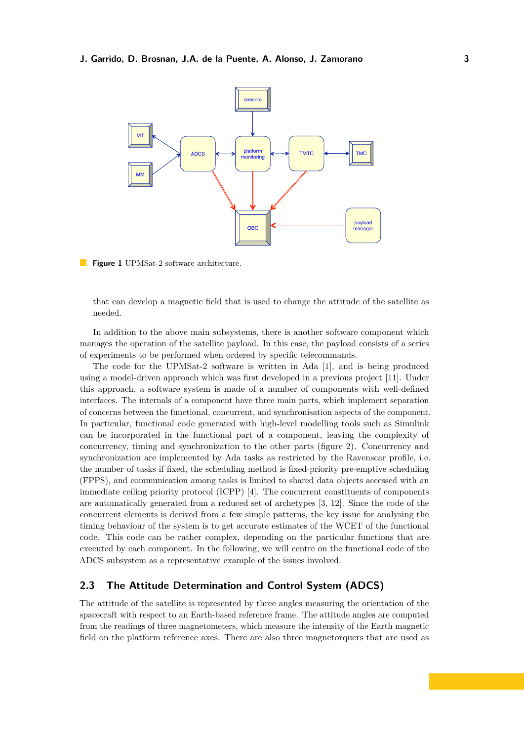**Figure 1** UPMSat-2 software architecture.

that can develop a magnetic field that is used to change the attitude of the satellite as needed.

In addition to the above main subsystems, there is another software component which manages the operation of the satellite payload. In this case, the payload consists of a series of experiments to be performed when ordered by specific telecommands.

The code for the UPMSat-2 software is written in Ada [1], and is being produced using a model-driven approach which was first developed in a previous project [11]. Under this approach, a software system is made of a number of components with well-defined interfaces. The internals of a component have three main parts, which implement separation of concerns between the functional, concurrent, and synchronisation aspects of the component. In particular, functional code generated with high-level modelling tools such as Simulink can be incorporated in the functional part of a component, leaving the complexity of concurrency, timing and synchronization to the other parts (figure 2). Concurrency and synchronization are implemented by Ada tasks as restricted by the Ravenscar profile, i.e. the number of tasks if fixed, the scheduling method is fixed-priority pre-emptive scheduling (FPPS), and communication among tasks is limited to shared data objects accessed with an immediate ceiling priority protocol (ICPP) [4]. The concurrent constituents of components are automatically generated from a reduced set of archetypes [3, 12]. Since the code of the concurrent elements is derived from a few simple patterns, the key issue for analysing the timing behaviour of the system is to get accurate estimates of the WCET of the functional code. This code can be rather complex, depending on the particular functions that are executed by each component. In the following, we will centre on the functional code of the ADCS subsystem as a representative example of the issues involved.

## 2.3 The Attitude Determination and Control System (ADCS)

The attitude of the satellite is represented by three angles measuring the orientation of the spacecraft with respect to an Earth-based reference frame. The attitude angles are computed from the readings of three magnetometers, which measure the intensity of the Earth magnetic field on the platform reference axes. There are also three magnetorquers that are used as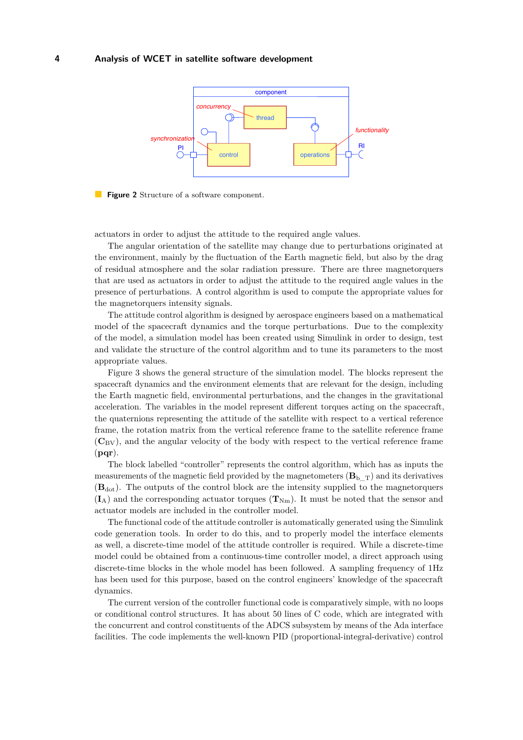**Figure 2** Structure of a software component.

actuators in order to adjust the attitude to the required angle values.

The angular orientation of the satellite may change due to perturbations originated at the environment, mainly by the fluctuation of the Earth magnetic field, but also by the drag of residual atmosphere and the solar radiation pressure. There are three magnetorquers that are used as actuators in order to adjust the attitude to the required angle values in the presence of perturbations. A control algorithm is used to compute the appropriate values for the magnetorquers intensity signals.

The attitude control algorithm is designed by aerospace engineers based on a mathematical model of the spacecraft dynamics and the torque perturbations. Due to the complexity of the model, a simulation model has been created using Simulink in order to design, test and validate the structure of the control algorithm and to tune its parameters to the most appropriate values.

Figure 3 shows the general structure of the simulation model. The blocks represent the spacecraft dynamics and the environment elements that are relevant for the design, including the Earth magnetic field, environmental perturbations, and the changes in the gravitational acceleration. The variables in the model represent different torques acting on the spacecraft, the quaternions representing the attitude of the satellite with respect to a vertical reference frame, the rotation matrix from the vertical reference frame to the satellite reference frame ($\mathbf{C}_{\mathrm{BV}}$), and the angular velocity of the body with respect to the vertical reference frame ($\mathbf{pqr}$).

The block labelled "controller" represents the control algorithm, which has as inputs the measurements of the magnetic field provided by the magnetometers ($\mathbf{B}_{\mathrm{b\_T}}$) and its derivatives ($\mathbf{B}_{\mathrm{dot}}$). The outputs of the control block are the intensity supplied to the magnetorquers ($\mathbf{I}_{\mathrm{A}}$) and the corresponding actuator torques ($\mathbf{T}_{\mathrm{Nm}}$). It must be noted that the sensor and actuator models are included in the controller model.

The functional code of the attitude controller is automatically generated using the Simulink code generation tools. In order to do this, and to properly model the interface elements as well, a discrete-time model of the attitude controller is required. While a discrete-time model could be obtained from a continuous-time controller model, a direct approach using discrete-time blocks in the whole model has been followed. A sampling frequency of 1Hz has been used for this purpose, based on the control engineers' knowledge of the spacecraft dynamics.

The current version of the controller functional code is comparatively simple, with no loops or conditional control structures. It has about 50 lines of C code, which are integrated with the concurrent and control constituents of the ADCS subsystem by means of the Ada interface facilities. The code implements the well-known PID (proportional-integral-derivative) control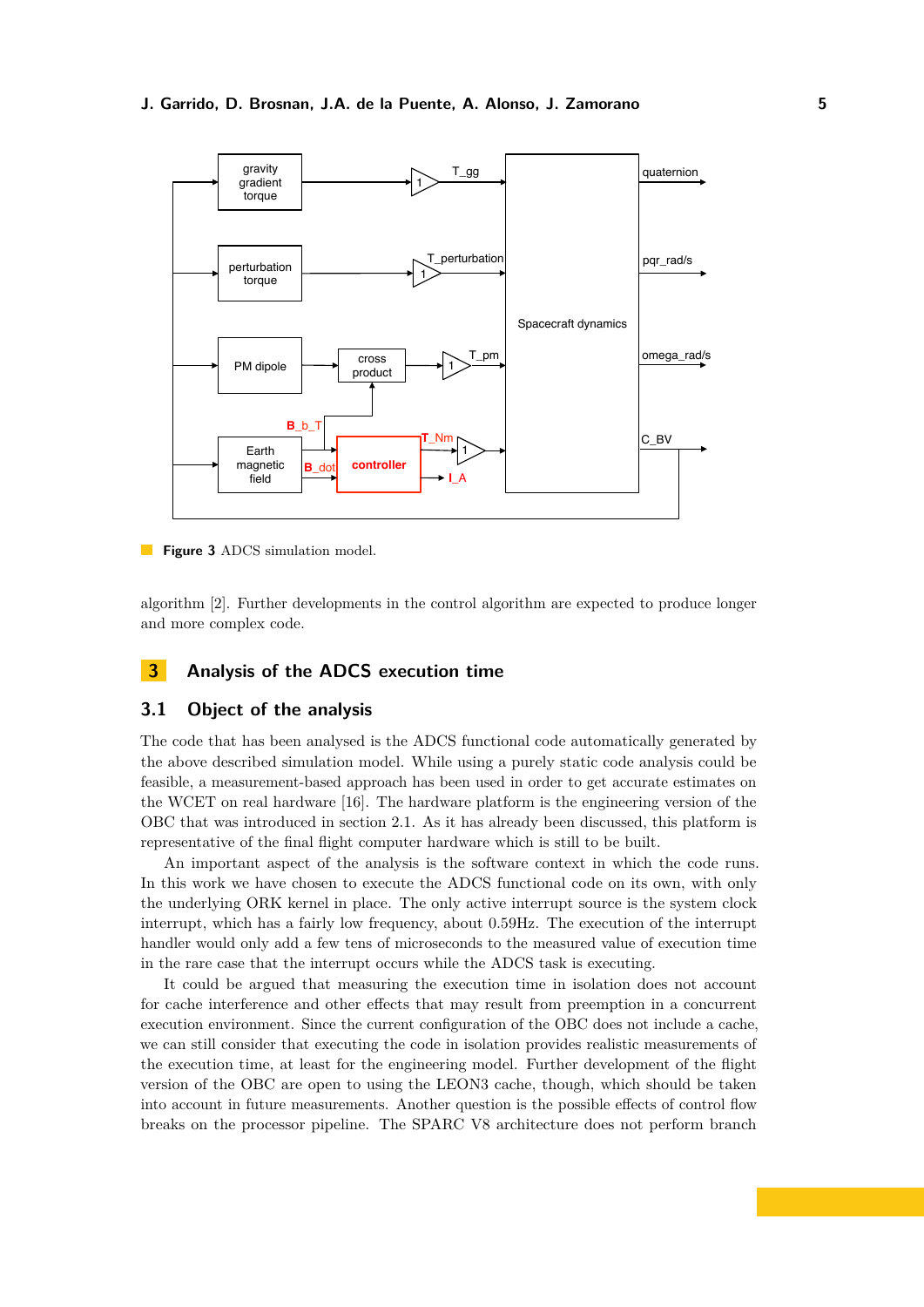**Figure 3** ADCS simulation model.

algorithm [2]. Further developments in the control algorithm are expected to produce longer and more complex code.

## 3 Analysis of the ADCS execution time

### 3.1 Object of the analysis

The code that has been analysed is the ADCS functional code automatically generated by the above described simulation model. While using a purely static code analysis could be feasible, a measurement-based approach has been used in order to get accurate estimates on the WCET on real hardware [16]. The hardware platform is the engineering version of the OBC that was introduced in section 2.1. As it has already been discussed, this platform is representative of the final flight computer hardware which is still to be built.

An important aspect of the analysis is the software context in which the code runs. In this work we have chosen to execute the ADCS functional code on its own, with only the underlying ORK kernel in place. The only active interrupt source is the system clock interrupt, which has a fairly low frequency, about 0.59Hz. The execution of the interrupt handler would only add a few tens of microseconds to the measured value of execution time in the rare case that the interrupt occurs while the ADCS task is executing.

It could be argued that measuring the execution time in isolation does not account for cache interference and other effects that may result from preemption in a concurrent execution environment. Since the current configuration of the OBC does not include a cache, we can still consider that executing the code in isolation provides realistic measurements of the execution time, at least for the engineering model. Further development of the flight version of the OBC are open to using the LEON3 cache, though, which should be taken into account in future measurements. Another question is the possible effects of control flow breaks on the processor pipeline. The SPARC V8 architecture does not perform branch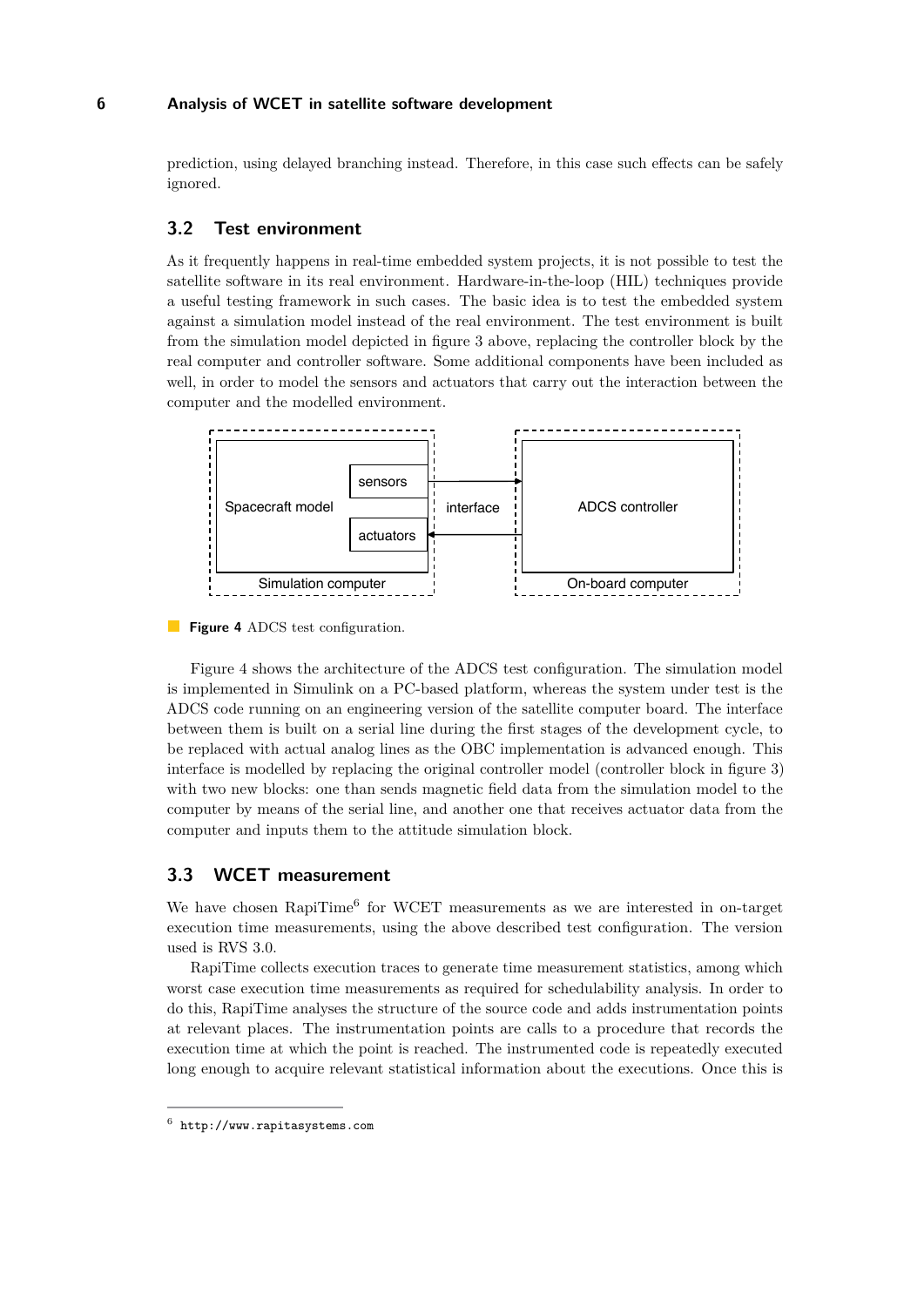prediction, using delayed branching instead. Therefore, in this case such effects can be safely ignored.

## 3.2 Test environment

As it frequently happens in real-time embedded system projects, it is not possible to test the satellite software in its real environment. Hardware-in-the-loop (HIL) techniques provide a useful testing framework in such cases. The basic idea is to test the embedded system against a simulation model instead of the real environment. The test environment is built from the simulation model depicted in figure 3 above, replacing the controller block by the real computer and controller software. Some additional components have been included as well, in order to model the sensors and actuators that carry out the interaction between the computer and the modelled environment.

**Figure 4** ADCS test configuration.

Figure 4 shows the architecture of the ADCS test configuration. The simulation model is implemented in Simulink on a PC-based platform, whereas the system under test is the ADCS code running on an engineering version of the satellite computer board. The interface between them is built on a serial line during the first stages of the development cycle, to be replaced with actual analog lines as the OBC implementation is advanced enough. This interface is modelled by replacing the original controller model (controller block in figure 3) with two new blocks: one than sends magnetic field data from the simulation model to the computer by means of the serial line, and another one that receives actuator data from the computer and inputs them to the attitude simulation block.

## 3.3 WCET measurement

We have chosen RapiTime[6] for WCET measurements as we are interested in on-target execution time measurements, using the above described test configuration. The version used is RVS 3.0.

RapiTime collects execution traces to generate time measurement statistics, among which worst case execution time measurements as required for schedulability analysis. In order to do this, RapiTime analyses the structure of the source code and adds instrumentation points at relevant places. The instrumentation points are calls to a procedure that records the execution time at which the point is reached. The instrumented code is repeatedly executed long enough to acquire relevant statistical information about the executions. Once this is

[6] http://www.rapitasystems.com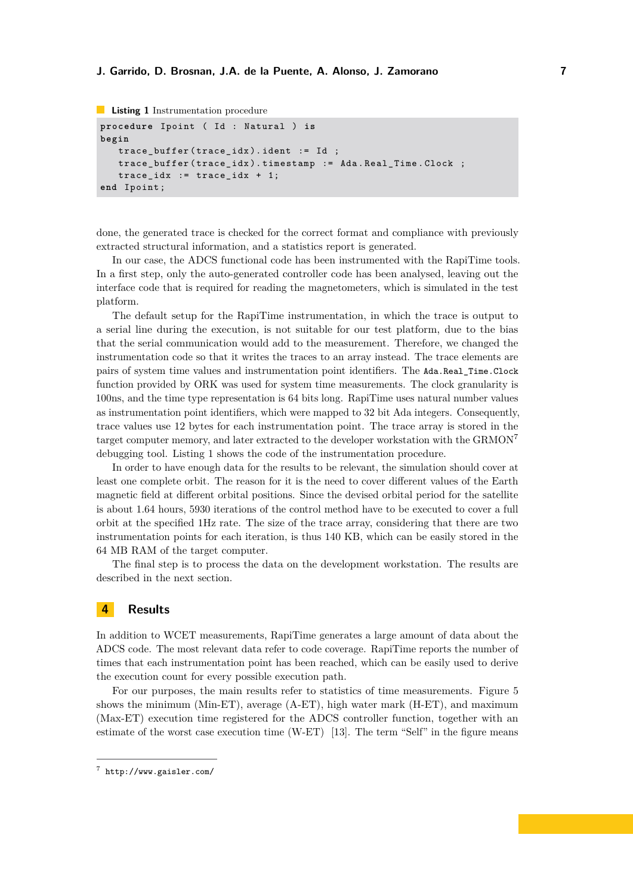**Listing 1** Instrumentation procedure

```
procedure Ipoint ( Id : Natural ) is
begin
   trace_buffer(trace_idx).ident := Id ;
   trace_buffer(trace_idx).timestamp := Ada.Real_Time.Clock ;
   trace_idx := trace_idx + 1;
end Ipoint;
```

done, the generated trace is checked for the correct format and compliance with previously extracted structural information, and a statistics report is generated.

In our case, the ADCS functional code has been instrumented with the RapiTime tools. In a first step, only the auto-generated controller code has been analysed, leaving out the interface code that is required for reading the magnetometers, which is simulated in the test platform.

The default setup for the RapiTime instrumentation, in which the trace is output to a serial line during the execution, is not suitable for our test platform, due to the bias that the serial communication would add to the measurement. Therefore, we changed the instrumentation code so that it writes the traces to an array instead. The trace elements are pairs of system time values and instrumentation point identifiers. The `Ada.Real_Time.Clock` function provided by ORK was used for system time measurements. The clock granularity is 100ns, and the time type representation is 64 bits long. RapiTime uses natural number values as instrumentation point identifiers, which were mapped to 32 bit Ada integers. Consequently, trace values use 12 bytes for each instrumentation point. The trace array is stored in the target computer memory, and later extracted to the developer workstation with the GRMON[7] debugging tool. Listing 1 shows the code of the instrumentation procedure.

In order to have enough data for the results to be relevant, the simulation should cover at least one complete orbit. The reason for it is the need to cover different values of the Earth magnetic field at different orbital positions. Since the devised orbital period for the satellite is about 1.64 hours, 5930 iterations of the control method have to be executed to cover a full orbit at the specified 1Hz rate. The size of the trace array, considering that there are two instrumentation points for each iteration, is thus 140 KB, which can be easily stored in the 64 MB RAM of the target computer.

The final step is to process the data on the development workstation. The results are described in the next section.

## 4 Results

In addition to WCET measurements, RapiTime generates a large amount of data about the ADCS code. The most relevant data refer to code coverage. RapiTime reports the number of times that each instrumentation point has been reached, which can be easily used to derive the execution count for every possible execution path.

For our purposes, the main results refer to statistics of time measurements. Figure 5 shows the minimum (Min-ET), average (A-ET), high water mark (H-ET), and maximum (Max-ET) execution time registered for the ADCS controller function, together with an estimate of the worst case execution time (W-ET) [13]. The term "Self" in the figure means

[7] http://www.gaisler.com/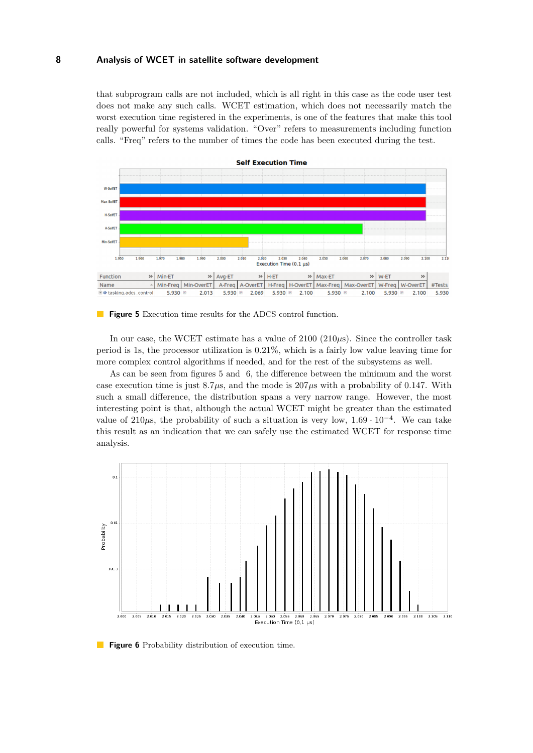that subprogram calls are not included, which is all right in this case as the code user test does not make any such calls. WCET estimation, which does not necessarily match the worst execution time registered in the experiments, is one of the features that make this tool really powerful for systems validation. "Over" refers to measurements including function calls. "Freq" refers to the number of times the code has been executed during the test.

| Function | Min-ET | | Avg-ET | | H-ET | | Max-ET | | W-ET | | |
|---|---|---|---|---|---|---|---|---|---|---|---|
| Name | Min-Freq | Min-OverET | A-Freq | A-OverET | H-Freq | H-OverET | Max-Freq | Max-OverET | W-Freq | W-OverET | #Tests |
| tasking.adcs_control | 5.930 | 2.013 | 5.930 | 2.069 | 5.930 | 2.100 | 5.930 | 2.100 | 5.930 | 2.100 | 5.930 |

**Figure 5** Execution time results for the ADCS control function.

In our case, the WCET estimate has a value of 2100 (210$\mu$s). Since the controller task period is 1s, the processor utilization is 0.21%, which is a fairly low value leaving time for more complex control algorithms if needed, and for the rest of the subsystems as well.

As can be seen from figures 5 and 6, the difference between the minimum and the worst case execution time is just 8.7$\mu$s, and the mode is 207$\mu$s with a probability of 0.147. With such a small difference, the distribution spans a very narrow range. However, the most interesting point is that, although the actual WCET might be greater than the estimated value of 210$\mu$s, the probability of such a situation is very low, $1.69 \cdot 10^{-4}$. We can take this result as an indication that we can safely use the estimated WCET for response time analysis.

**Figure 6** Probability distribution of execution time.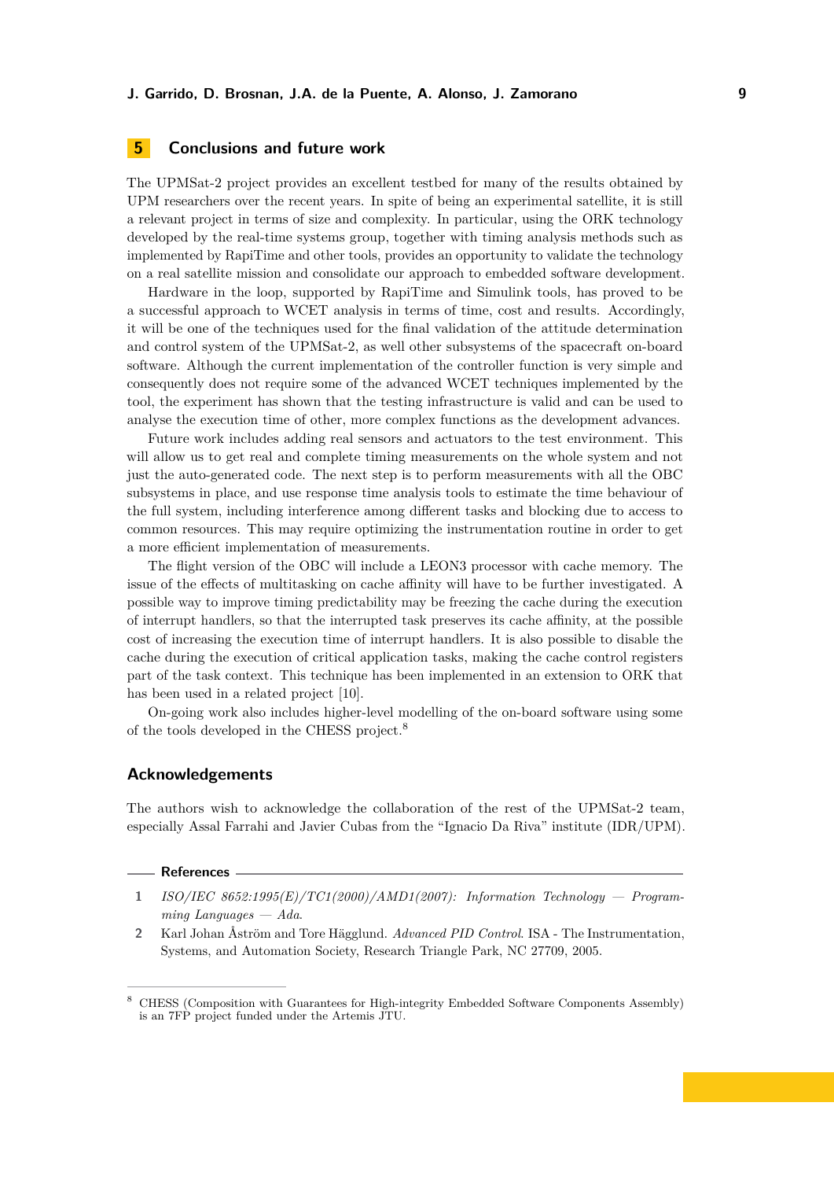## 5 Conclusions and future work

The UPMSat-2 project provides an excellent testbed for many of the results obtained by UPM researchers over the recent years. In spite of being an experimental satellite, it is still a relevant project in terms of size and complexity. In particular, using the ORK technology developed by the real-time systems group, together with timing analysis methods such as implemented by RapiTime and other tools, provides an opportunity to validate the technology on a real satellite mission and consolidate our approach to embedded software development.

Hardware in the loop, supported by RapiTime and Simulink tools, has proved to be a successful approach to WCET analysis in terms of time, cost and results. Accordingly, it will be one of the techniques used for the final validation of the attitude determination and control system of the UPMSat-2, as well other subsystems of the spacecraft on-board software. Although the current implementation of the controller function is very simple and consequently does not require some of the advanced WCET techniques implemented by the tool, the experiment has shown that the testing infrastructure is valid and can be used to analyse the execution time of other, more complex functions as the development advances.

Future work includes adding real sensors and actuators to the test environment. This will allow us to get real and complete timing measurements on the whole system and not just the auto-generated code. The next step is to perform measurements with all the OBC subsystems in place, and use response time analysis tools to estimate the time behaviour of the full system, including interference among different tasks and blocking due to access to common resources. This may require optimizing the instrumentation routine in order to get a more efficient implementation of measurements.

The flight version of the OBC will include a LEON3 processor with cache memory. The issue of the effects of multitasking on cache affinity will have to be further investigated. A possible way to improve timing predictability may be freezing the cache during the execution of interrupt handlers, so that the interrupted task preserves its cache affinity, at the possible cost of increasing the execution time of interrupt handlers. It is also possible to disable the cache during the execution of critical application tasks, making the cache control registers part of the task context. This technique has been implemented in an extension to ORK that has been used in a related project [10].

On-going work also includes higher-level modelling of the on-board software using some of the tools developed in the CHESS project.[8]

## Acknowledgements

The authors wish to acknowledge the collaboration of the rest of the UPMSat-2 team, especially Assal Farrahi and Javier Cubas from the "Ignacio Da Riva" institute (IDR/UPM).

### References

1. *ISO/IEC 8652:1995(E)/TC1(2000)/AMD1(2007): Information Technology — Programming Languages — Ada*.
2. Karl Johan Åström and Tore Hägglund. *Advanced PID Control*. ISA - The Instrumentation, Systems, and Automation Society, Research Triangle Park, NC 27709, 2005.

---

[8] CHESS (Composition with Guarantees for High-integrity Embedded Software Components Assembly) is an 7FP project funded under the Artemis JTU.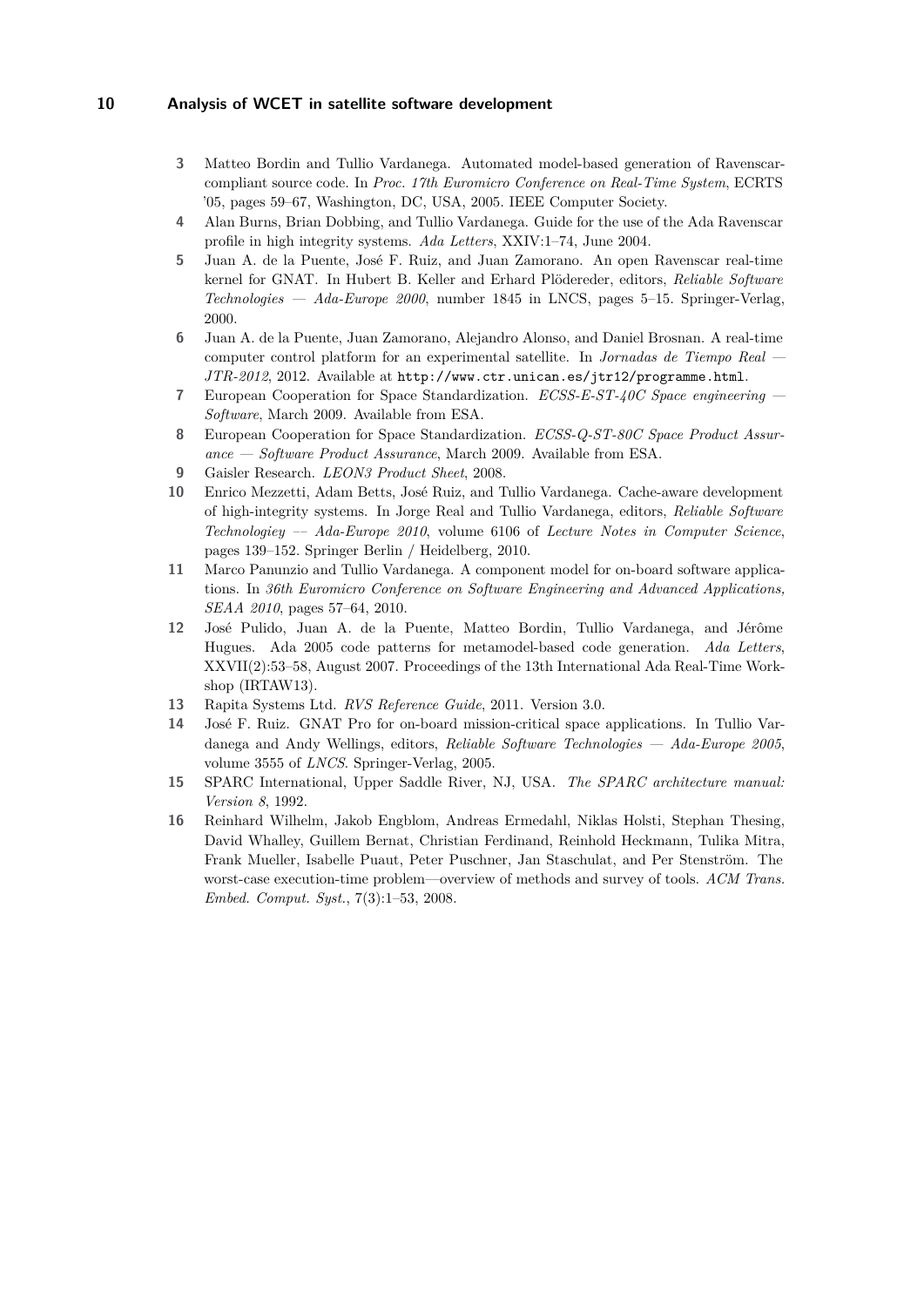3. Matteo Bordin and Tullio Vardanega. Automated model-based generation of Ravenscar-compliant source code. In *Proc. 17th Euromicro Conference on Real-Time System*, ECRTS '05, pages 59–67, Washington, DC, USA, 2005. IEEE Computer Society.
4. Alan Burns, Brian Dobbing, and Tullio Vardanega. Guide for the use of the Ada Ravenscar profile in high integrity systems. *Ada Letters*, XXIV:1–74, June 2004.
5. Juan A. de la Puente, José F. Ruiz, and Juan Zamorano. An open Ravenscar real-time kernel for GNAT. In Hubert B. Keller and Erhard Plödereder, editors, *Reliable Software Technologies — Ada-Europe 2000*, number 1845 in LNCS, pages 5–15. Springer-Verlag, 2000.
6. Juan A. de la Puente, Juan Zamorano, Alejandro Alonso, and Daniel Brosnan. A real-time computer control platform for an experimental satellite. In *Jornadas de Tiempo Real — JTR-2012*, 2012. Available at `http://www.ctr.unican.es/jtr12/programme.html`.
7. European Cooperation for Space Standardization. *ECSS-E-ST-40C Space engineering — Software*, March 2009. Available from ESA.
8. European Cooperation for Space Standardization. *ECSS-Q-ST-80C Space Product Assurance — Software Product Assurance*, March 2009. Available from ESA.
9. Gaisler Research. *LEON3 Product Sheet*, 2008.
10. Enrico Mezzetti, Adam Betts, José Ruiz, and Tullio Vardanega. Cache-aware development of high-integrity systems. In Jorge Real and Tullio Vardanega, editors, *Reliable Software Technologiey –– Ada-Europe 2010*, volume 6106 of *Lecture Notes in Computer Science*, pages 139–152. Springer Berlin / Heidelberg, 2010.
11. Marco Panunzio and Tullio Vardanega. A component model for on-board software applications. In *36th Euromicro Conference on Software Engineering and Advanced Applications, SEAA 2010*, pages 57–64, 2010.
12. José Pulido, Juan A. de la Puente, Matteo Bordin, Tullio Vardanega, and Jérôme Hugues. Ada 2005 code patterns for metamodel-based code generation. *Ada Letters*, XXVII(2):53–58, August 2007. Proceedings of the 13th International Ada Real-Time Workshop (IRTAW13).
13. Rapita Systems Ltd. *RVS Reference Guide*, 2011. Version 3.0.
14. José F. Ruiz. GNAT Pro for on-board mission-critical space applications. In Tullio Vardanega and Andy Wellings, editors, *Reliable Software Technologies — Ada-Europe 2005*, volume 3555 of *LNCS*. Springer-Verlag, 2005.
15. SPARC International, Upper Saddle River, NJ, USA. *The SPARC architecture manual: Version 8*, 1992.
16. Reinhard Wilhelm, Jakob Engblom, Andreas Ermedahl, Niklas Holsti, Stephan Thesing, David Whalley, Guillem Bernat, Christian Ferdinand, Reinhold Heckmann, Tulika Mitra, Frank Mueller, Isabelle Puaut, Peter Puschner, Jan Staschulat, and Per Stenström. The worst-case execution-time problem—overview of methods and survey of tools. *ACM Trans. Embed. Comput. Syst.*, 7(3):1–53, 2008.